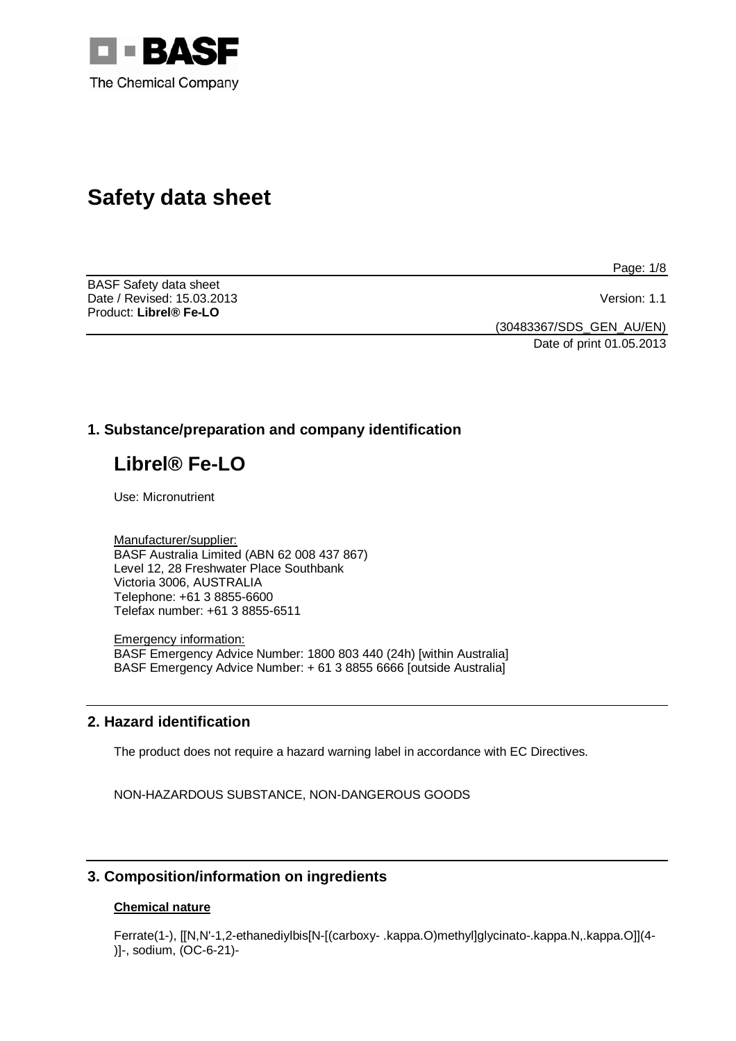# Safety data sheet

BASF Safety data sheet
Date / Revised: 15.03.2013
Version: 1.1
Product: **Librel® Fe-LO**

(30483367/SDS_GEN_AU/EN)
Date of print 01.05.2013

## 1. Substance/preparation and company identification

# Librel® Fe-LO

Use: Micronutrient

Manufacturer/supplier:
BASF Australia Limited (ABN 62 008 437 867)
Level 12, 28 Freshwater Place Southbank
Victoria 3006, AUSTRALIA
Telephone: +61 3 8855-6600
Telefax number: +61 3 8855-6511

Emergency information:
BASF Emergency Advice Number: 1800 803 440 (24h) [within Australia]
BASF Emergency Advice Number: + 61 3 8855 6666 [outside Australia]

## 2. Hazard identification

The product does not require a hazard warning label in accordance with EC Directives.

NON-HAZARDOUS SUBSTANCE, NON-DANGEROUS GOODS

## 3. Composition/information on ingredients

### Chemical nature

Ferrate(1-), [[N,N'-1,2-ethanediylbis[N-[(carboxy- .kappa.O)methyl]glycinato-.kappa.N,.kappa.O]](4-)]-, sodium, (OC-6-21)-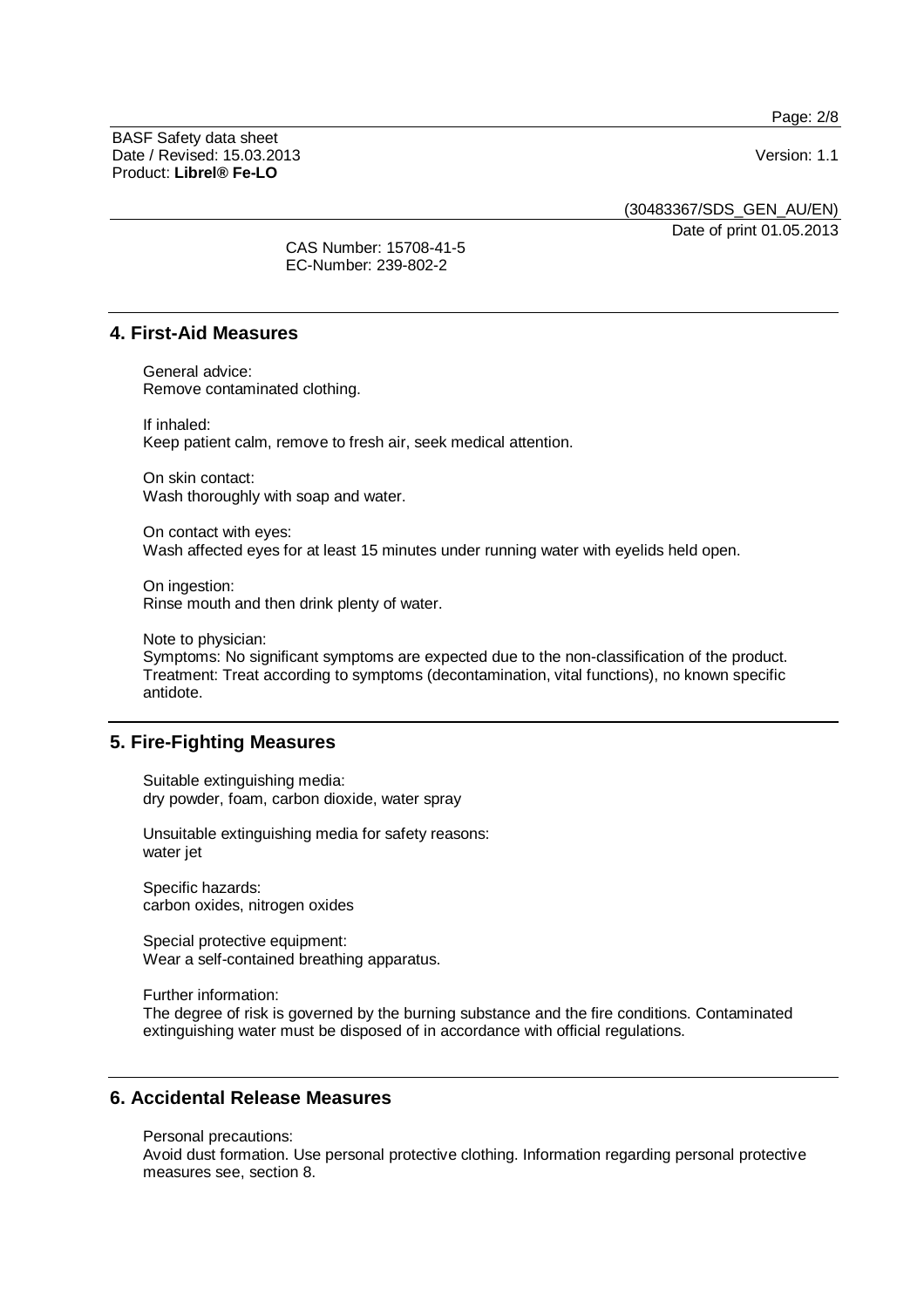CAS Number: 15708-41-5
EC-Number: 239-802-2

## 4. First-Aid Measures

General advice:
Remove contaminated clothing.

If inhaled:
Keep patient calm, remove to fresh air, seek medical attention.

On skin contact:
Wash thoroughly with soap and water.

On contact with eyes:
Wash affected eyes for at least 15 minutes under running water with eyelids held open.

On ingestion:
Rinse mouth and then drink plenty of water.

Note to physician:
Symptoms: No significant symptoms are expected due to the non-classification of the product.
Treatment: Treat according to symptoms (decontamination, vital functions), no known specific antidote.

## 5. Fire-Fighting Measures

Suitable extinguishing media:
dry powder, foam, carbon dioxide, water spray

Unsuitable extinguishing media for safety reasons:
water jet

Specific hazards:
carbon oxides, nitrogen oxides

Special protective equipment:
Wear a self-contained breathing apparatus.

Further information:
The degree of risk is governed by the burning substance and the fire conditions. Contaminated extinguishing water must be disposed of in accordance with official regulations.

## 6. Accidental Release Measures

Personal precautions:
Avoid dust formation. Use personal protective clothing. Information regarding personal protective measures see, section 8.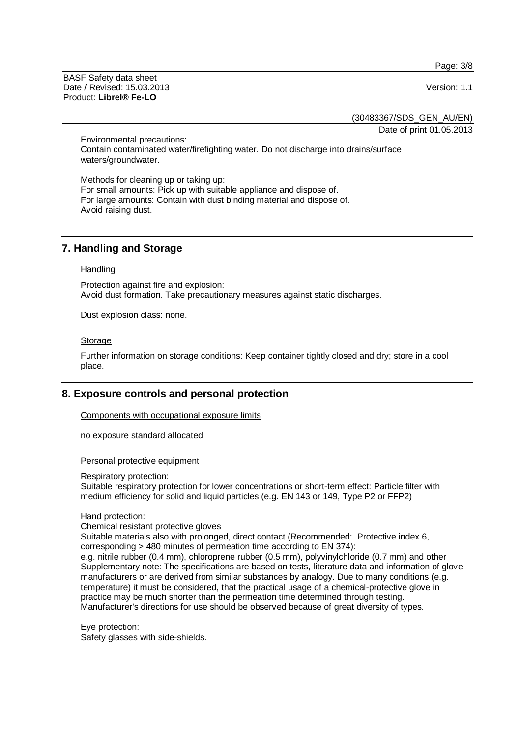Environmental precautions:
Contain contaminated water/firefighting water. Do not discharge into drains/surface waters/groundwater.

Methods for cleaning up or taking up:
For small amounts: Pick up with suitable appliance and dispose of.
For large amounts: Contain with dust binding material and dispose of.
Avoid raising dust.

## 7. Handling and Storage

Handling

Protection against fire and explosion:
Avoid dust formation. Take precautionary measures against static discharges.

Dust explosion class: none.

Storage

Further information on storage conditions: Keep container tightly closed and dry; store in a cool place.

## 8. Exposure controls and personal protection

Components with occupational exposure limits

no exposure standard allocated

Personal protective equipment

Respiratory protection:
Suitable respiratory protection for lower concentrations or short-term effect: Particle filter with medium efficiency for solid and liquid particles (e.g. EN 143 or 149, Type P2 or FFP2)

Hand protection:
Chemical resistant protective gloves
Suitable materials also with prolonged, direct contact (Recommended: Protective index 6, corresponding > 480 minutes of permeation time according to EN 374):
e.g. nitrile rubber (0.4 mm), chloroprene rubber (0.5 mm), polyvinylchloride (0.7 mm) and other
Supplementary note: The specifications are based on tests, literature data and information of glove manufacturers or are derived from similar substances by analogy. Due to many conditions (e.g. temperature) it must be considered, that the practical usage of a chemical-protective glove in practice may be much shorter than the permeation time determined through testing.
Manufacturer's directions for use should be observed because of great diversity of types.

Eye protection:
Safety glasses with side-shields.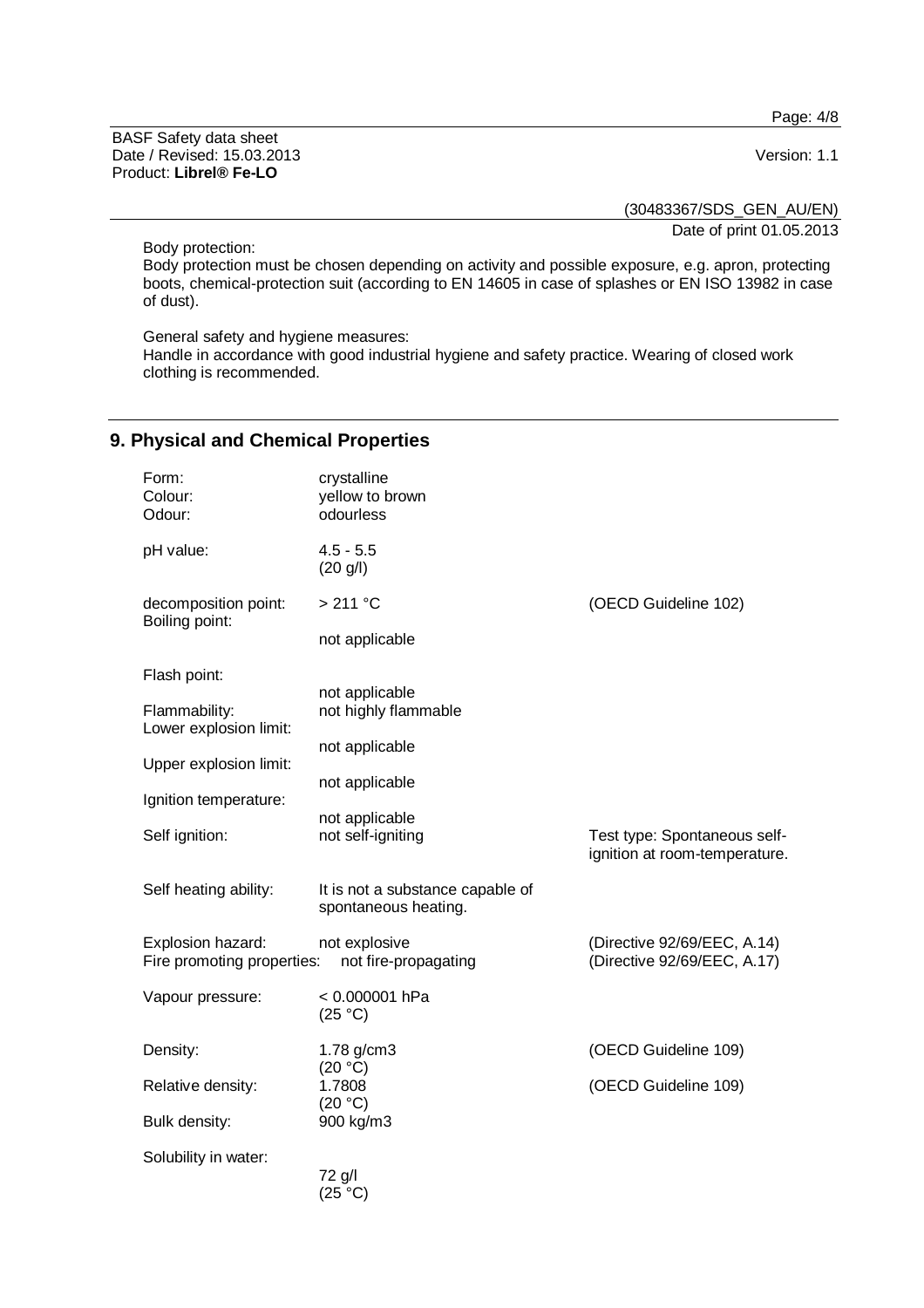Body protection:
Body protection must be chosen depending on activity and possible exposure, e.g. apron, protecting boots, chemical-protection suit (according to EN 14605 in case of splashes or EN ISO 13982 in case of dust).

General safety and hygiene measures:
Handle in accordance with good industrial hygiene and safety practice. Wearing of closed work clothing is recommended.

## 9. Physical and Chemical Properties

| | | |
|---|---|---|
| Form: | crystalline | |
| Colour: | yellow to brown | |
| Odour: | odourless | |
| pH value: | 4.5 - 5.5 (20 g/l) | |
| decomposition point: | > 211 °C | (OECD Guideline 102) |
| Boiling point: | not applicable | |
| Flash point: | not applicable | |
| Flammability: | not highly flammable | |
| Lower explosion limit: | not applicable | |
| Upper explosion limit: | not applicable | |
| Ignition temperature: | not applicable | |
| Self ignition: | not self-igniting | Test type: Spontaneous self-ignition at room-temperature. |
| Self heating ability: | It is not a substance capable of spontaneous heating. | |
| Explosion hazard: | not explosive | (Directive 92/69/EEC, A.14) |
| Fire promoting properties: | not fire-propagating | (Directive 92/69/EEC, A.17) |
| Vapour pressure: | < 0.000001 hPa (25 °C) | |
| Density: | 1.78 g/cm3 (20 °C) | (OECD Guideline 109) |
| Relative density: | 1.7808 (20 °C) | (OECD Guideline 109) |
| Bulk density: | 900 kg/m3 | |
| Solubility in water: | 72 g/l (25 °C) | |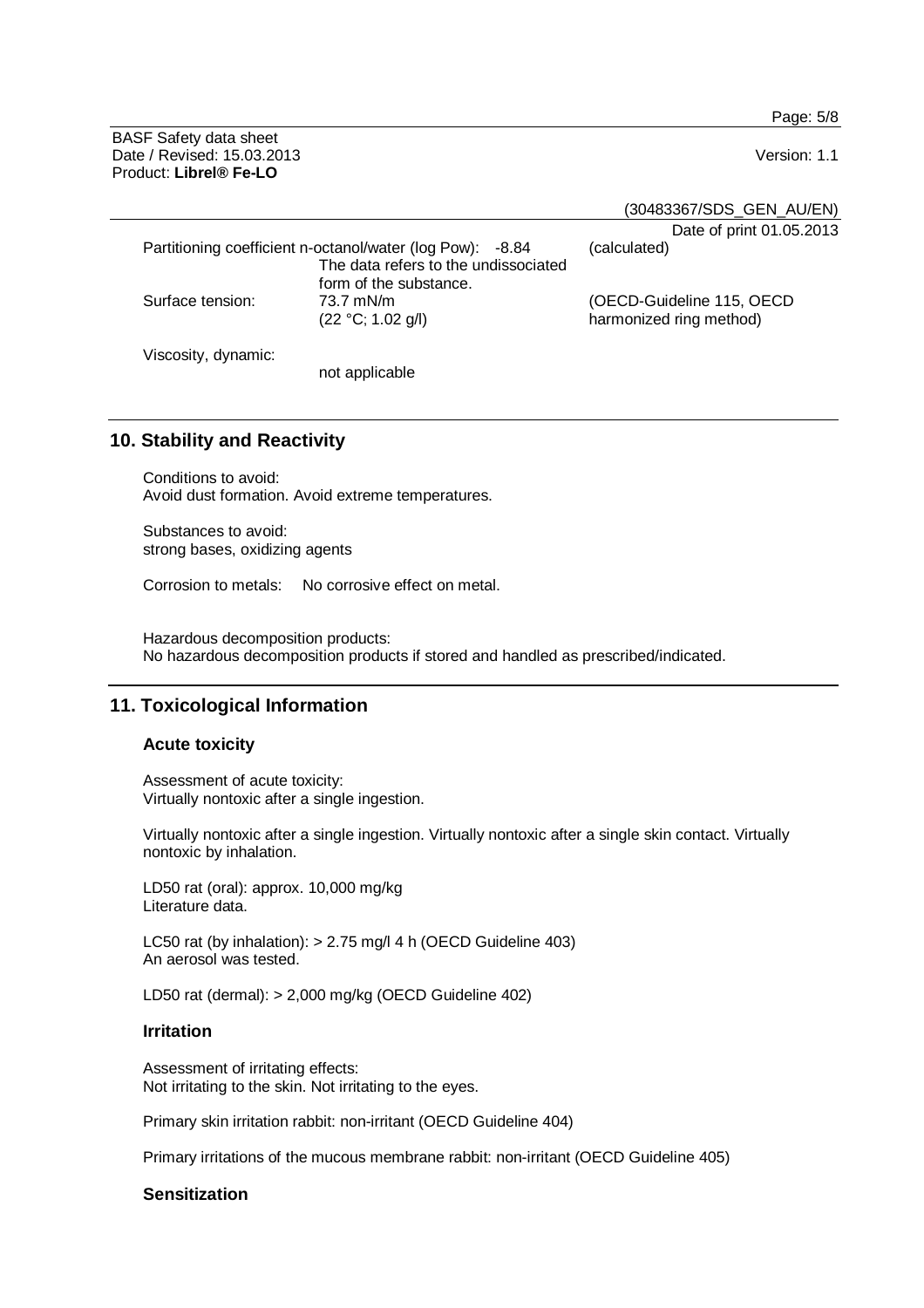Partitioning coefficient n-octanol/water (log Pow): -8.84 (calculated)
The data refers to the undissociated form of the substance.

| | | |
|---|---|---|
| Surface tension: | 73.7 mN/m (22 °C; 1.02 g/l) | (OECD-Guideline 115, OECD harmonized ring method) |
| Viscosity, dynamic: | not applicable | |

## 10. Stability and Reactivity

Conditions to avoid:
Avoid dust formation. Avoid extreme temperatures.

Substances to avoid:
strong bases, oxidizing agents

Corrosion to metals: No corrosive effect on metal.

Hazardous decomposition products:
No hazardous decomposition products if stored and handled as prescribed/indicated.

## 11. Toxicological Information

### Acute toxicity

Assessment of acute toxicity:
Virtually nontoxic after a single ingestion.

Virtually nontoxic after a single ingestion. Virtually nontoxic after a single skin contact. Virtually nontoxic by inhalation.

LD50 rat (oral): approx. 10,000 mg/kg
Literature data.

LC50 rat (by inhalation): > 2.75 mg/l 4 h (OECD Guideline 403)
An aerosol was tested.

LD50 rat (dermal): > 2,000 mg/kg (OECD Guideline 402)

### Irritation

Assessment of irritating effects:
Not irritating to the skin. Not irritating to the eyes.

Primary skin irritation rabbit: non-irritant (OECD Guideline 404)

Primary irritations of the mucous membrane rabbit: non-irritant (OECD Guideline 405)

### Sensitization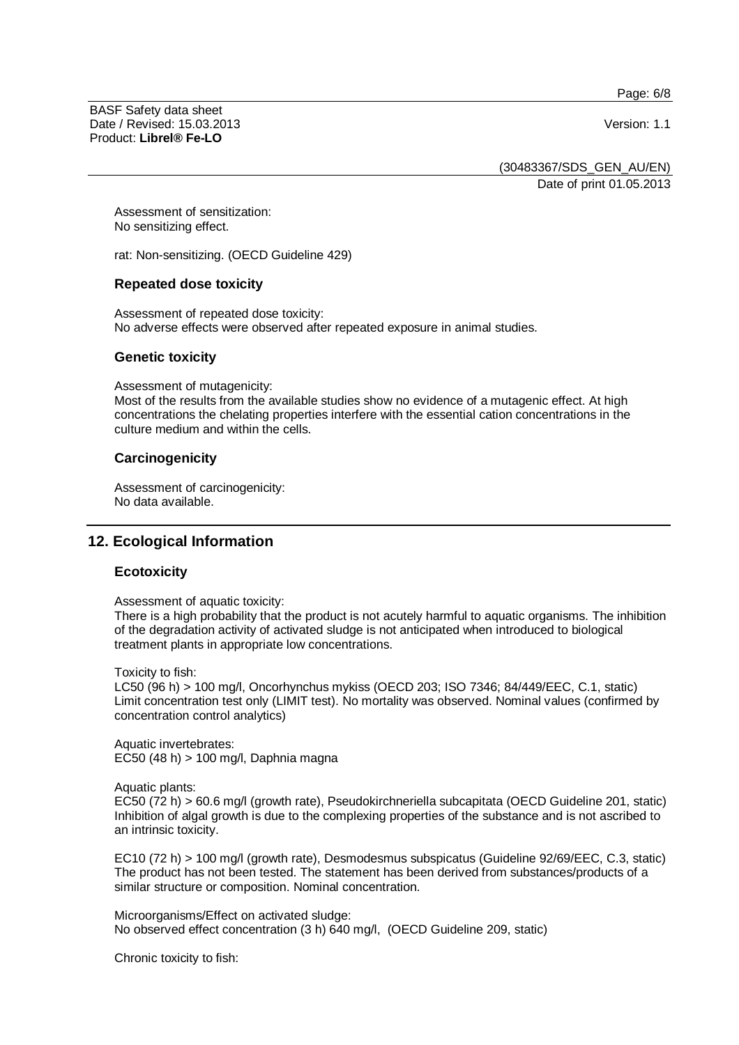Assessment of sensitization:
No sensitizing effect.

rat: Non-sensitizing. (OECD Guideline 429)

### Repeated dose toxicity

Assessment of repeated dose toxicity:
No adverse effects were observed after repeated exposure in animal studies.

### Genetic toxicity

Assessment of mutagenicity:
Most of the results from the available studies show no evidence of a mutagenic effect. At high concentrations the chelating properties interfere with the essential cation concentrations in the culture medium and within the cells.

### Carcinogenicity

Assessment of carcinogenicity:
No data available.

## 12. Ecological Information

### Ecotoxicity

Assessment of aquatic toxicity:
There is a high probability that the product is not acutely harmful to aquatic organisms. The inhibition of the degradation activity of activated sludge is not anticipated when introduced to biological treatment plants in appropriate low concentrations.

Toxicity to fish:
LC50 (96 h) > 100 mg/l, Oncorhynchus mykiss (OECD 203; ISO 7346; 84/449/EEC, C.1, static)
Limit concentration test only (LIMIT test). No mortality was observed. Nominal values (confirmed by concentration control analytics)

Aquatic invertebrates:
EC50 (48 h) > 100 mg/l, Daphnia magna

Aquatic plants:
EC50 (72 h) > 60.6 mg/l (growth rate), Pseudokirchneriella subcapitata (OECD Guideline 201, static)
Inhibition of algal growth is due to the complexing properties of the substance and is not ascribed to an intrinsic toxicity.

EC10 (72 h) > 100 mg/l (growth rate), Desmodesmus subspicatus (Guideline 92/69/EEC, C.3, static)
The product has not been tested. The statement has been derived from substances/products of a similar structure or composition. Nominal concentration.

Microorganisms/Effect on activated sludge:
No observed effect concentration (3 h) 640 mg/l, (OECD Guideline 209, static)

Chronic toxicity to fish: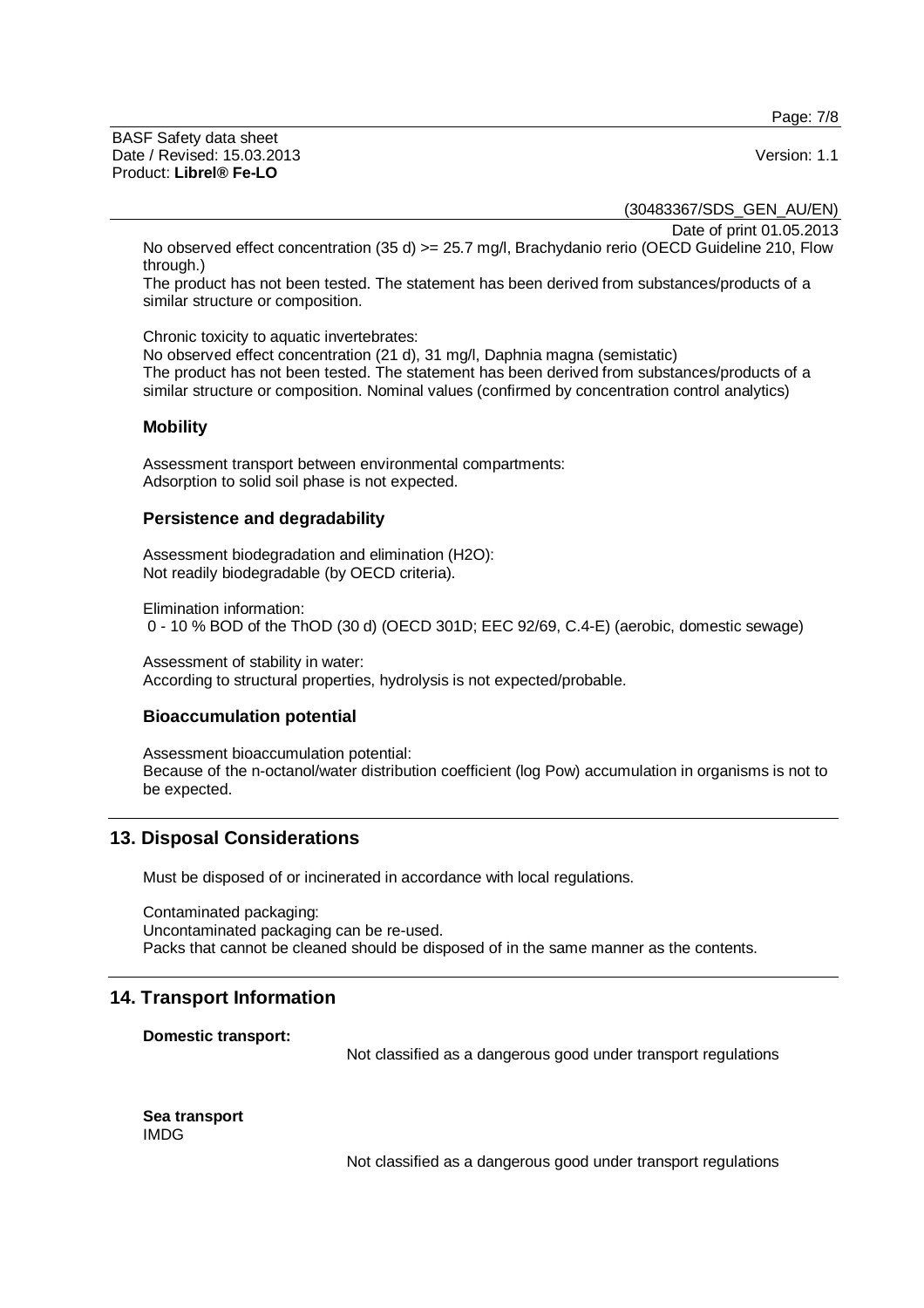No observed effect concentration (35 d) >= 25.7 mg/l, Brachydanio rerio (OECD Guideline 210, Flow through.)
The product has not been tested. The statement has been derived from substances/products of a similar structure or composition.

Chronic toxicity to aquatic invertebrates:
No observed effect concentration (21 d), 31 mg/l, Daphnia magna (semistatic)
The product has not been tested. The statement has been derived from substances/products of a similar structure or composition. Nominal values (confirmed by concentration control analytics)

### Mobility

Assessment transport between environmental compartments:
Adsorption to solid soil phase is not expected.

### Persistence and degradability

Assessment biodegradation and elimination (H2O):
Not readily biodegradable (by OECD criteria).

Elimination information:
0 - 10 % BOD of the ThOD (30 d) (OECD 301D; EEC 92/69, C.4-E) (aerobic, domestic sewage)

Assessment of stability in water:
According to structural properties, hydrolysis is not expected/probable.

### Bioaccumulation potential

Assessment bioaccumulation potential:
Because of the n-octanol/water distribution coefficient (log Pow) accumulation in organisms is not to be expected.

## 13. Disposal Considerations

Must be disposed of or incinerated in accordance with local regulations.

Contaminated packaging:
Uncontaminated packaging can be re-used.
Packs that cannot be cleaned should be disposed of in the same manner as the contents.

## 14. Transport Information

**Domestic transport:**

Not classified as a dangerous good under transport regulations

**Sea transport**
IMDG

Not classified as a dangerous good under transport regulations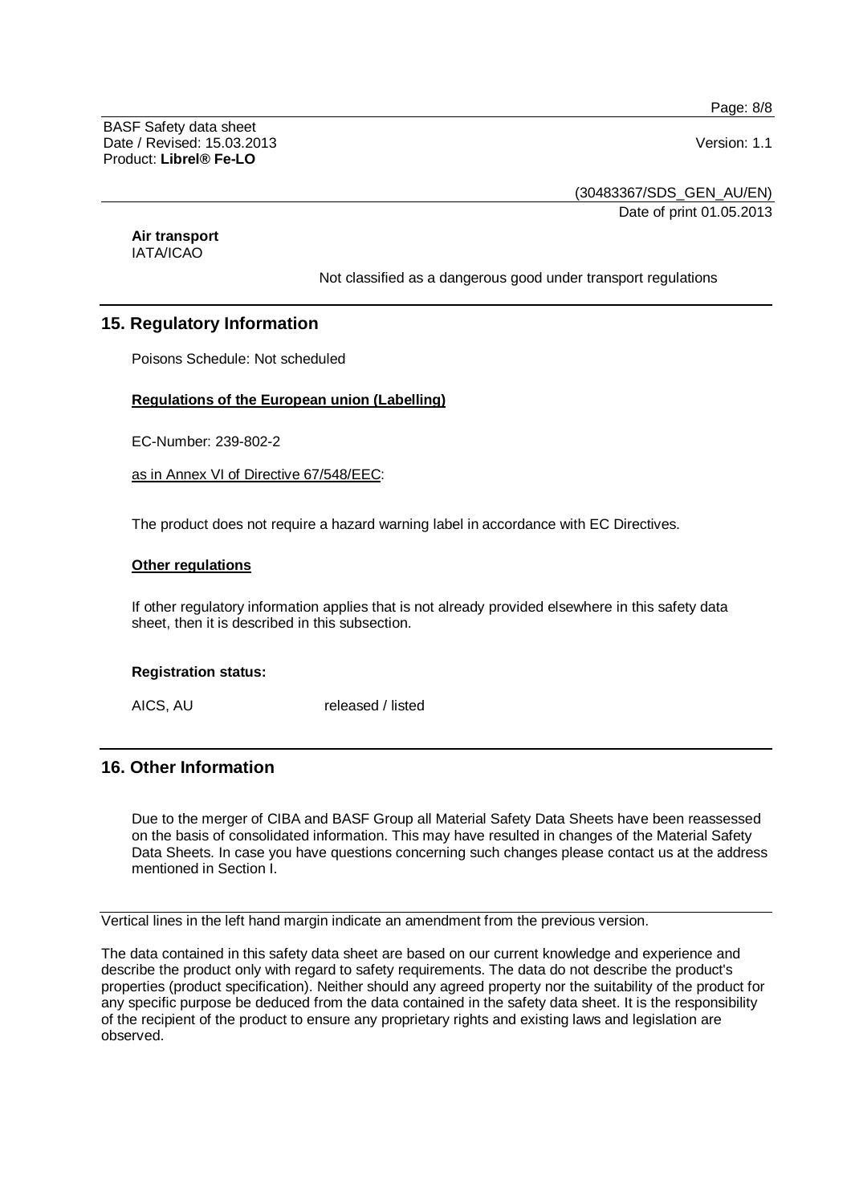**Air transport**
IATA/ICAO

Not classified as a dangerous good under transport regulations

## 15. Regulatory Information

Poisons Schedule: Not scheduled

**Regulations of the European union (Labelling)**

EC-Number: 239-802-2

as in Annex VI of Directive 67/548/EEC:

The product does not require a hazard warning label in accordance with EC Directives.

**Other regulations**

If other regulatory information applies that is not already provided elsewhere in this safety data sheet, then it is described in this subsection.

**Registration status:**

AICS, AU released / listed

## 16. Other Information

Due to the merger of CIBA and BASF Group all Material Safety Data Sheets have been reassessed on the basis of consolidated information. This may have resulted in changes of the Material Safety Data Sheets. In case you have questions concerning such changes please contact us at the address mentioned in Section I.

Vertical lines in the left hand margin indicate an amendment from the previous version.

The data contained in this safety data sheet are based on our current knowledge and experience and describe the product only with regard to safety requirements. The data do not describe the product's properties (product specification). Neither should any agreed property nor the suitability of the product for any specific purpose be deduced from the data contained in the safety data sheet. It is the responsibility of the recipient of the product to ensure any proprietary rights and existing laws and legislation are observed.